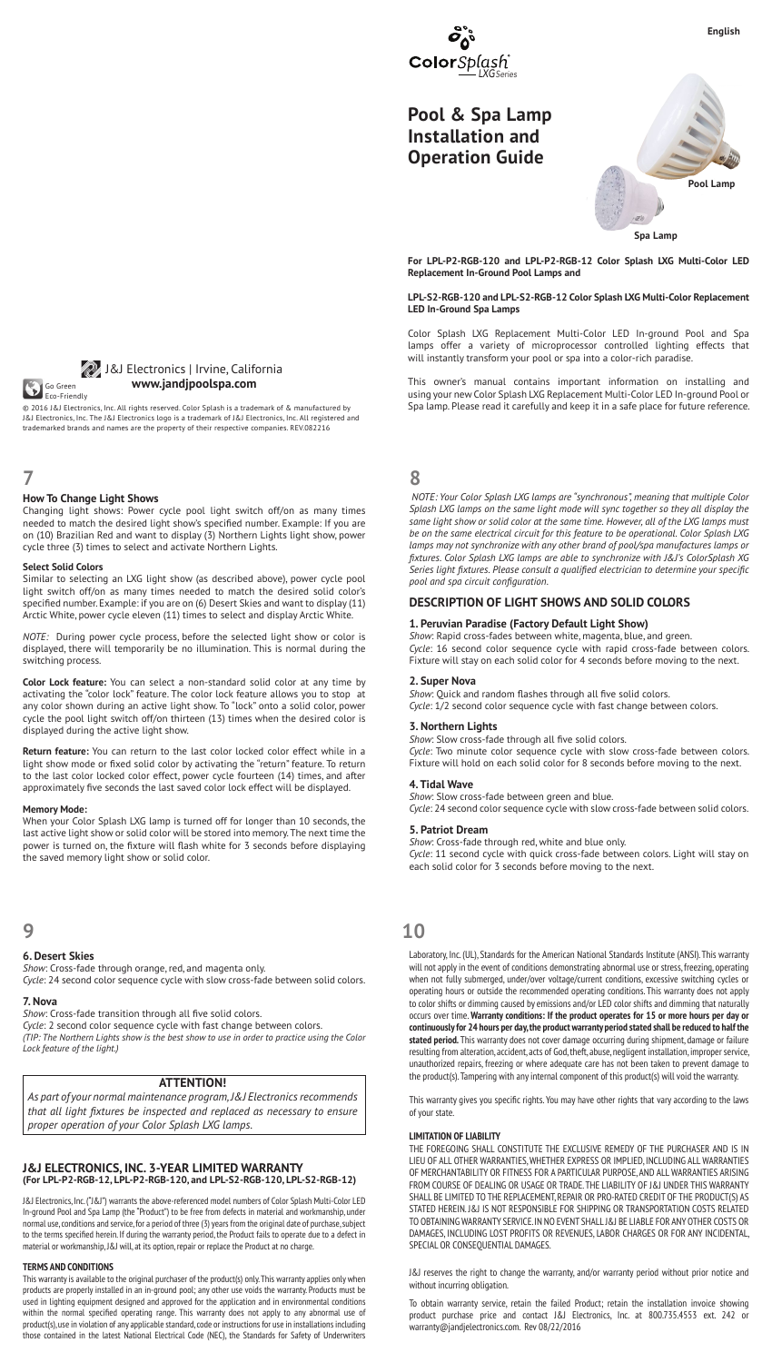English

# Pool & Spa Lamp Installation and Operation Guide

Pool Lamp

Spa Lamp

**For LPL-P2-RGB-120 and LPL-P2-RGB-12 Color Splash LXG Multi-Color LED Replacement In-Ground Pool Lamps and**

**LPL-S2-RGB-120 and LPL-S2-RGB-12 Color Splash LXG Multi-Color Replacement LED In-Ground Spa Lamps**

Color Splash LXG Replacement Multi-Color LED In-ground Pool and Spa lamps offer a variety of microprocessor controlled lighting effects that will instantly transform your pool or spa into a color-rich paradise.

This owner's manual contains important information on installing and using your new Color Splash LXG Replacement Multi-Color LED In-ground Pool or Spa lamp. Please read it carefully and keep it in a safe place for future reference.

J&J Electronics | Irvine, California
**www.jandjpoolspa.com**

Go Green Eco-Friendly

© 2016 J&J Electronics, Inc. All rights reserved. Color Splash is a trademark of & manufactured by J&J Electronics, Inc. The J&J Electronics logo is a trademark of J&J Electronics, Inc. All registered and trademarked brands and names are the property of their respective companies. REV.082216

### How To Change Light Shows

Changing light shows: Power cycle pool light switch off/on as many times needed to match the desired light show's specified number. Example: If you are on (10) Brazilian Red and want to display (3) Northern Lights light show, power cycle three (3) times to select and activate Northern Lights.

#### Select Solid Colors

Similar to selecting an LXG light show (as described above), power cycle pool light switch off/on as many times needed to match the desired solid color's specified number. Example: if you are on (6) Desert Skies and want to display (11) Arctic White, power cycle eleven (11) times to select and display Arctic White.

*NOTE:* During power cycle process, before the selected light show or color is displayed, there will temporarily be no illumination. This is normal during the switching process.

**Color Lock feature:** You can select a non-standard solid color at any time by activating the "color lock" feature. The color lock feature allows you to stop at any color shown during an active light show. To "lock" onto a solid color, power cycle the pool light switch off/on thirteen (13) times when the desired color is displayed during the active light show.

**Return feature:** You can return to the last color locked color effect while in a light show mode or fixed solid color by activating the "return" feature. To return to the last color locked color effect, power cycle fourteen (14) times, and after approximately five seconds the last saved color lock effect will be displayed.

#### Memory Mode:

When your Color Splash LXG lamp is turned off for longer than 10 seconds, the last active light show or solid color will be stored into memory. The next time the power is turned on, the fixture will flash white for 3 seconds before displaying the saved memory light show or solid color.

*NOTE: Your Color Splash LXG lamps are "synchronous", meaning that multiple Color Splash LXG lamps on the same light mode will sync together so they all display the same light show or solid color at the same time. However, all of the LXG lamps must be on the same electrical circuit for this feature to be operational. Color Splash LXG lamps may not synchronize with any other brand of pool/spa manufactures lamps or fixtures. Color Splash LXG lamps are able to synchronize with J&J's ColorSplash XG Series light fixtures. Please consult a qualified electrician to determine your specific pool and spa circuit configuration.*

### DESCRIPTION OF LIGHT SHOWS AND SOLID COLORS

#### 1. Peruvian Paradise (Factory Default Light Show)

*Show*: Rapid cross-fades between white, magenta, blue, and green.
*Cycle*: 16 second color sequence cycle with rapid cross-fade between colors. Fixture will stay on each solid color for 4 seconds before moving to the next.

#### 2. Super Nova

*Show*: Quick and random flashes through all five solid colors.
*Cycle*: 1/2 second color sequence cycle with fast change between colors.

#### 3. Northern Lights

*Show*: Slow cross-fade through all five solid colors.
*Cycle*: Two minute color sequence cycle with slow cross-fade between colors. Fixture will hold on each solid color for 8 seconds before moving to the next.

#### 4. Tidal Wave

*Show*: Slow cross-fade between green and blue.
*Cycle*: 24 second color sequence cycle with slow cross-fade between solid colors.

#### 5. Patriot Dream

*Show*: Cross-fade through red, white and blue only.
*Cycle*: 11 second cycle with quick cross-fade between colors. Light will stay on each solid color for 3 seconds before moving to the next.

#### 6. Desert Skies

*Show*: Cross-fade through orange, red, and magenta only.
*Cycle*: 24 second color sequence cycle with slow cross-fade between solid colors.

#### 7. Nova

*Show*: Cross-fade transition through all five solid colors.
*Cycle*: 2 second color sequence cycle with fast change between colors.
*(TIP: The Northern Lights show is the best show to use in order to practice using the Color Lock feature of the light.)*

**ATTENTION!**

*As part of your normal maintenance program, J&J Electronics recommends that all light fixtures be inspected and replaced as necessary to ensure proper operation of your Color Splash LXG lamps.*

### J&J ELECTRONICS, INC. 3-YEAR LIMITED WARRANTY
**(For LPL-P2-RGB-12, LPL-P2-RGB-120, and LPL-S2-RGB-120, LPL-S2-RGB-12)**

J&J Electronics, Inc. ("J&J") warrants the above-referenced model numbers of Color Splash Multi-Color LED In-Ground Pool and Spa Lamp (the "Product") to be free from defects in material and workmanship, under normal use, conditions and service, for a period of three (3) years from the original date of purchase, subject to the terms specified herein. If during the warranty period, the Product fails to operate due to a defect in material or workmanship, J&J will, at its option, repair or replace the Product at no charge.

#### TERMS AND CONDITIONS

This warranty is available to the original purchaser of the product(s) only. This warranty applies only when products are properly installed in an in-ground pool; any other use voids the warranty. Products must be used in lighting equipment designed and approved for the application and in environmental conditions within the normal specified operating range. This warranty does not apply to any abnormal use of product(s), use in violation of any applicable standard, code or instructions for use in installations including those contained in the latest National Electrical Code (NEC), the Standards for Safety of Underwriters Laboratory, Inc. (UL), Standards for the American National Standards Institute (ANSI). This warranty will not apply in the event of conditions demonstrating abnormal use or stress, freezing, operating when not fully submerged, under/over voltage/current conditions, excessive switching cycles or operating hours or outside the recommended operating conditions. This warranty does not apply to color shifts or dimming caused by emissions and/or LED color shifts and dimming that naturally occurs over time. **Warranty conditions: If the product operates for 15 or more hours per day or continuously for 24 hours per day, the product warranty period stated shall be reduced to half the stated period.** This warranty does not cover damage occurring during shipment, damage or failure resulting from alteration, accident, acts of God, theft, abuse, negligent installation, improper service, unauthorized repairs, freezing or where adequate care has not been taken to prevent damage to the product(s). Tampering with any internal component of this product(s) will void the warranty.

This warranty gives you specific rights. You may have other rights that vary according to the laws of your state.

#### LIMITATION OF LIABILITY

THE FOREGOING SHALL CONSTITUTE THE EXCLUSIVE REMEDY OF THE PURCHASER AND IS IN LIEU OF ALL OTHER WARRANTIES, WHETHER EXPRESS OR IMPLIED, INCLUDING ALL WARRANTIES OF MERCHANTABILITY OR FITNESS FOR A PARTICULAR PURPOSE, AND ALL WARRANTIES ARISING FROM COURSE OF DEALING OR USAGE OR TRADE. THE LIABILITY OF J&J UNDER THIS WARRANTY SHALL BE LIMITED TO THE REPLACEMENT, REPAIR OR PRO-RATED CREDIT OF THE PRODUCT(S) AS STATED HEREIN. J&J IS NOT RESPONSIBLE FOR SHIPPING OR TRANSPORTATION COSTS RELATED TO OBTAINING WARRANTY SERVICE. IN NO EVENT SHALL J&J BE LIABLE FOR ANY OTHER COSTS OR DAMAGES, INCLUDING LOST PROFITS OR REVENUES, LABOR CHARGES OR FOR ANY INCIDENTAL, SPECIAL OR CONSEQUENTIAL DAMAGES.

J&J reserves the right to change the warranty, and/or warranty period without prior notice and without incurring obligation.

To obtain warranty service, retain the failed Product; retain the installation invoice showing product purchase price and contact J&J Electronics, Inc. at 800.735.4553 ext. 242 or warranty@jandjelectronics.com. Rev 08/22/2016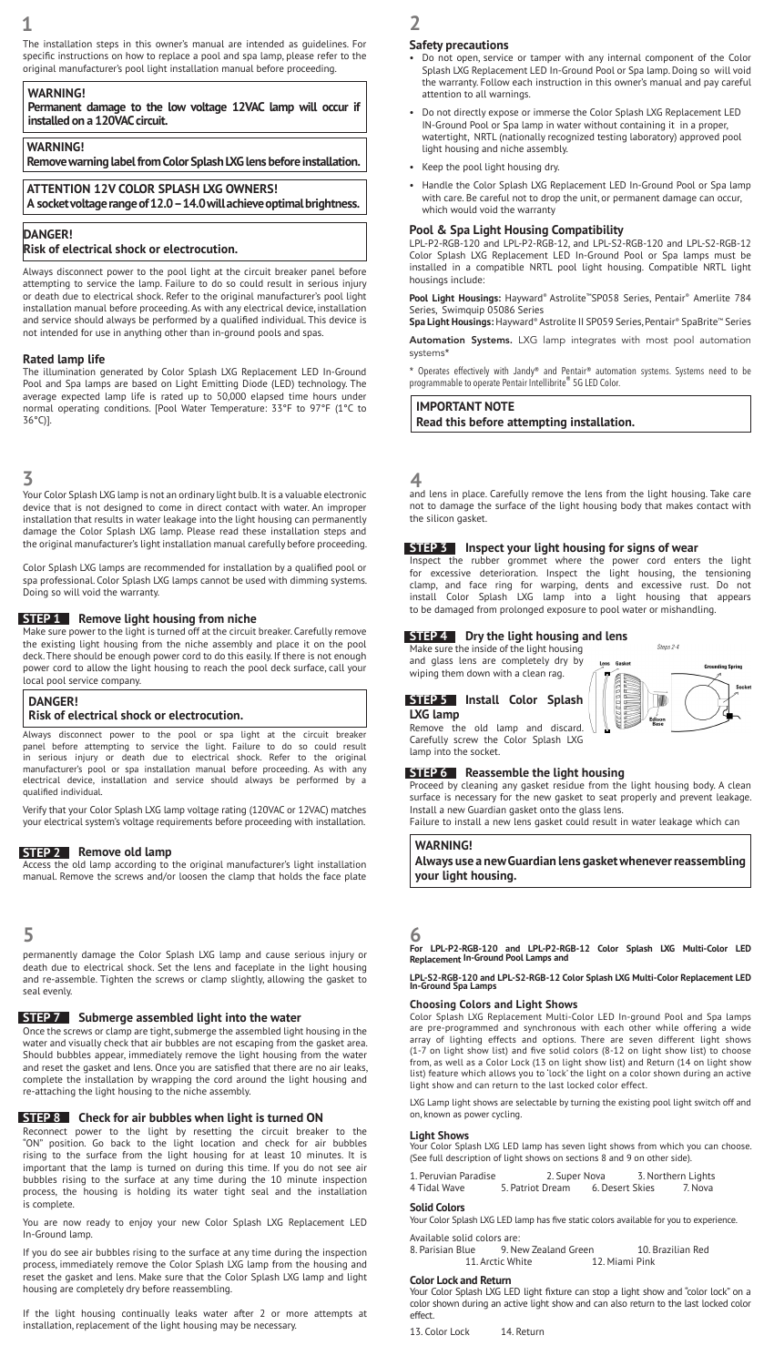## 1

The installation steps in this owner's manual are intended as guidelines. For specific instructions on how to replace a pool and spa lamp, please refer to the original manufacturer's pool light installation manual before proceeding.

**WARNING!**
**Permanent damage to the low voltage 12VAC lamp will occur if installed on a 120VAC circuit.**

**WARNING!**
**Remove warning label from Color Splash LXG lens before installation.**

**ATTENTION 12V COLOR SPLASH LXG OWNERS!**
**A socket voltage range of 12.0 – 14.0 will achieve optimal brightness.**

**DANGER!**
**Risk of electrical shock or electrocution.**

Always disconnect power to the pool light at the circuit breaker panel before attempting to service the lamp. Failure to do so could result in serious injury or death due to electrical shock. Refer to the original manufacturer's pool light installation manual before proceeding. As with any electrical device, installation and service should always be performed by a qualified individual. This device is not intended for use in anything other than in-ground pools and spas.

### Rated lamp life

The illumination generated by Color Splash LXG Replacement LED In-Ground Pool and Spa lamps are based on Light Emitting Diode (LED) technology. The average expected lamp life is rated up to 50,000 elapsed time hours under normal operating conditions. [Pool Water Temperature: 33°F to 97°F (1°C to 36°C)].

## 2

### Safety precautions

- Do not open, service or tamper with any internal component of the Color Splash LXG Replacement LED In-Ground Pool or Spa lamp. Doing so will void the warranty. Follow each instruction in this owner's manual and pay careful attention to all warnings.
- Do not directly expose or immerse the Color Splash LXG Replacement LED IN-Ground Pool or Spa lamp in water without containing it in a proper, watertight, NRTL (nationally recognized testing laboratory) approved pool light housing and niche assembly.
- Keep the pool light housing dry.
- Handle the Color Splash LXG Replacement LED In-Ground Pool or Spa lamp with care. Be careful not to drop the unit, or permanent damage can occur, which would void the warranty

### Pool & Spa Light Housing Compatibility

LPL-P2-RGB-120 and LPL-P2-RGB-12, and LPL-S2-RGB-120 and LPL-S2-RGB-12 Color Splash LXG Replacement LED In-Ground Pool or Spa lamps must be installed in a compatible NRTL pool light housing. Compatible NRTL light housings include:

**Pool Light Housings:** Hayward® Astrolite™SP058 Series, Pentair® Amerlite 784 Series, Swimquip 05086 Series

**Spa Light Housings:** Hayward® Astrolite II SP059 Series, Pentair® SpaBrite™ Series

**Automation Systems.** LXG lamp integrates with most pool automation systems*

\* Operates effectively with Jandy® and Pentair® automation systems. Systems need to be programmable to operate Pentair Intellibrite® 5G LED Color.

**IMPORTANT NOTE**
**Read this before attempting installation.**

## 3

Your Color Splash LXG lamp is not an ordinary light bulb. It is a valuable electronic device that is not designed to come in direct contact with water. An improper installation that results in water leakage into the light housing can permanently damage the Color Splash LXG lamp. Please read these installation steps and the original manufacturer's light installation manual carefully before proceeding.

Color Splash LXG lamps are recommended for installation by a qualified pool or spa professional. Color Splash LXG lamps cannot be used with dimming systems. Doing so will void the warranty.

### STEP 1 Remove light housing from niche

Make sure power to the light is turned off at the circuit breaker. Carefully remove the existing light housing from the niche assembly and place it on the pool deck. There should be enough power cord to do this easily. If there is not enough power cord to allow the light housing to reach the pool deck surface, call your local pool service company.

**DANGER!**
**Risk of electrical shock or electrocution.**

Always disconnect power to the pool or spa light at the circuit breaker panel before attempting to service the light. Failure to do so could result in serious injury or death due to electrical shock. Refer to the original manufacturer's pool or spa installation manual before proceeding. As with any electrical device, installation and service should always be performed by a qualified individual.

Verify that your Color Splash LXG lamp voltage rating (120VAC or 12VAC) matches your electrical system's voltage requirements before proceeding with installation.

### STEP 2 Remove old lamp

Access the old lamp according to the original manufacturer's light installation manual. Remove the screws and/or loosen the clamp that holds the face plate

## 4

and lens in place. Carefully remove the lens from the light housing. Take care not to damage the surface of the light housing body that makes contact with the silicon gasket.

### STEP 3 Inspect your light housing for signs of wear

Inspect the rubber grommet where the power cord enters the light for excessive deterioration. Inspect the light housing, the tensioning clamp, and face ring for warping, dents and excessive rust. Do not install Color Splash LXG lamp into a light housing that appears to be damaged from prolonged exposure to pool water or mishandling.

### STEP 4 Dry the light housing and lens

Make sure the inside of the light housing and glass lens are completely dry by wiping them down with a clean rag.

Steps 2-4

Lens Gasket

Grounding Spring

Socket

Edison Base

### STEP 5 Install Color Splash LXG lamp

Remove the old lamp and discard. Carefully screw the Color Splash LXG lamp into the socket.

### STEP 6 Reassemble the light housing

Proceed by cleaning any gasket residue from the light housing body. A clean surface is necessary for the new gasket to seat properly and prevent leakage. Install a new Guardian gasket onto the glass lens.

Failure to install a new lens gasket could result in water leakage which can

**WARNING!**
**Always use a new Guardian lens gasket whenever reassembling your light housing.**

## 5

permanently damage the Color Splash LXG lamp and cause serious injury or death due to electrical shock. Set the lens and faceplate in the light housing and re-assemble. Tighten the screws or clamp slightly, allowing the gasket to seal evenly.

### STEP 7 Submerge assembled light into the water

Once the screws or clamp are tight, submerge the assembled light housing in the water and visually check that air bubbles are not escaping from the gasket area. Should bubbles appear, immediately remove the light housing from the water and reset the gasket and lens. Once you are satisfied that there are no air leaks, complete the installation by wrapping the cord around the light housing and re-attaching the light housing to the niche assembly.

### STEP 8 Check for air bubbles when light is turned ON

Reconnect power to the light by resetting the circuit breaker to the "ON" position. Go back to the light location and check for air bubbles rising to the surface from the light housing for at least 10 minutes. It is important that the lamp is turned on during this time. If you do not see air bubbles rising to the surface at any time during the 10 minute inspection process, the housing is holding its water tight seal and the installation is complete.

You are now ready to enjoy your new Color Splash LXG Replacement LED In-Ground lamp.

If you do see air bubbles rising to the surface at any time during the inspection process, immediately remove the Color Splash LXG lamp from the housing and reset the gasket and lens. Make sure that the Color Splash LXG lamp and light housing are completely dry before reassembling.

If the light housing continually leaks water after 2 or more attempts at installation, replacement of the light housing may be necessary.

## 6

**For LPL-P2-RGB-120 and LPL-P2-RGB-12 Color Splash LXG Multi-Color LED Replacement In-Ground Pool Lamps and**

**LPL-S2-RGB-120 and LPL-S2-RGB-12 Color Splash LXG Multi-Color Replacement LED In-Ground Spa Lamps**

### Choosing Colors and Light Shows

Color Splash LXG Replacement Multi-Color LED In-ground Pool and Spa lamps are pre-programmed and synchronous with each other while offering a wide array of lighting effects and options. There are seven different light shows (1-7 on light show list) and five solid colors (8-12 on light show list) to choose from, as well as a Color Lock (13 on light show list) and Return (14 on light show list) feature which allows you to 'lock' the light on a color shown during an active light show and can return to the last locked color effect.

LXG Lamp light shows are selectable by turning the existing pool light switch off and on, known as power cycling.

### Light Shows

Your Color Splash LXG LED lamp has seven light shows from which you can choose. (See full description of light shows on sections 8 and 9 on other side).

1. Peruvian Paradise
2. Super Nova
3. Northern Lights
4. Tidal Wave
5. Patriot Dream
6. Desert Skies
7. Nova

### Solid Colors

Your Color Splash LXG LED lamp has five static colors available for you to experience.

Available solid colors are:

8. Parisian Blue
9. New Zealand Green
10. Brazilian Red
11. Arctic White
12. Miami Pink

### Color Lock and Return

Your Color Splash LXG LED light fixture can stop a light show and "color lock" on a color shown during an active light show and can also return to the last locked color effect.

13. Color Lock
14. Return